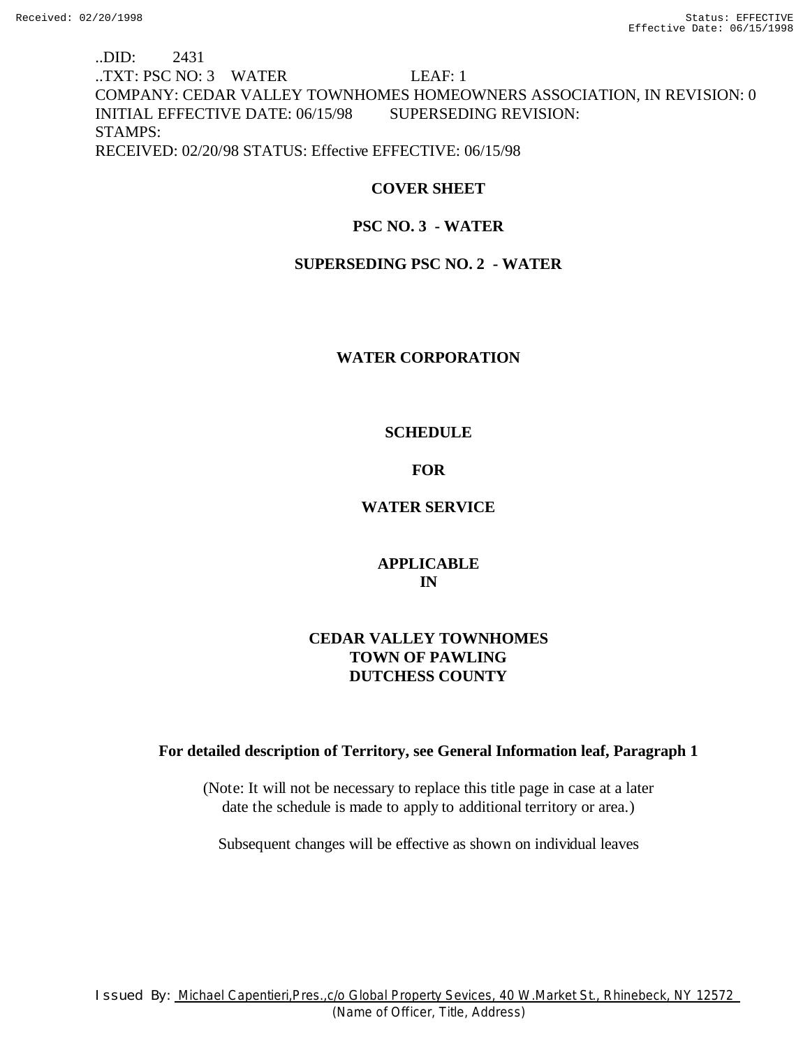..DID: 2431
..TXT: PSC NO: 3 WATER LEAF: 1
COMPANY: CEDAR VALLEY TOWNHOMES HOMEOWNERS ASSOCIATION, IN REVISION: 0
INITIAL EFFECTIVE DATE: 06/15/98 SUPERSEDING REVISION:
STAMPS:
RECEIVED: 02/20/98 STATUS: Effective EFFECTIVE: 06/15/98

**COVER SHEET**

**PSC NO. 3 - WATER**

**SUPERSEDING PSC NO. 2 - WATER**

**WATER CORPORATION**

**SCHEDULE**

**FOR**

**WATER SERVICE**

**APPLICABLE**
**IN**

**CEDAR VALLEY TOWNHOMES**
**TOWN OF PAWLING**
**DUTCHESS COUNTY**

**For detailed description of Territory, see General Information leaf, Paragraph 1**

(Note: It will not be necessary to replace this title page in case at a later date the schedule is made to apply to additional territory or area.)

Subsequent changes will be effective as shown on individual leaves

Issued By: Michael Capentieri,Pres.,c/o Global Property Sevices, 40 W.Market St., Rhinebeck, NY 12572
(Name of Officer, Title, Address)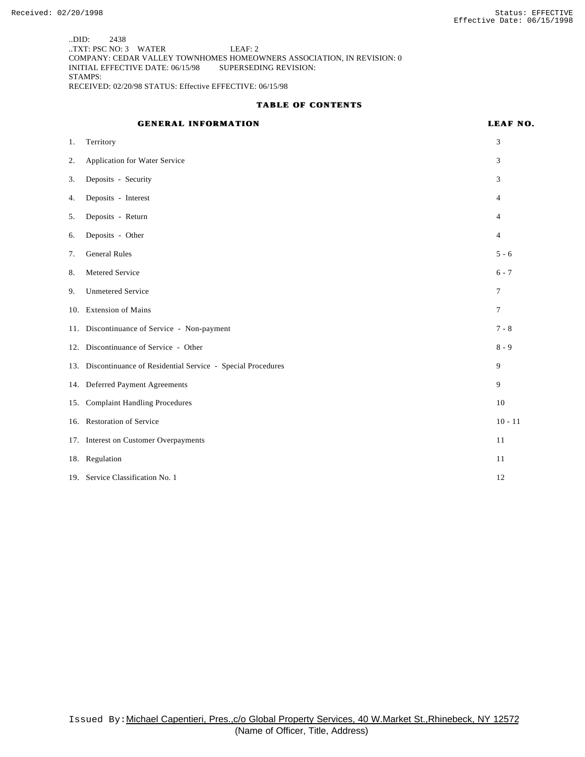..DID: 2438
..TXT: PSC NO: 3 WATER LEAF: 2
COMPANY: CEDAR VALLEY TOWNHOMES HOMEOWNERS ASSOCIATION, IN REVISION: 0
INITIAL EFFECTIVE DATE: 06/15/98 SUPERSEDING REVISION:
STAMPS:
RECEIVED: 02/20/98 STATUS: Effective EFFECTIVE: 06/15/98

## TABLE OF CONTENTS

| GENERAL INFORMATION | LEAF NO. |
|---|---|
| 1. Territory | 3 |
| 2. Application for Water Service | 3 |
| 3. Deposits - Security | 3 |
| 4. Deposits - Interest | 4 |
| 5. Deposits - Return | 4 |
| 6. Deposits - Other | 4 |
| 7. General Rules | 5 - 6 |
| 8. Metered Service | 6 - 7 |
| 9. Unmetered Service | 7 |
| 10. Extension of Mains | 7 |
| 11. Discontinuance of Service - Non-payment | 7 - 8 |
| 12. Discontinuance of Service - Other | 8 - 9 |
| 13. Discontinuance of Residential Service - Special Procedures | 9 |
| 14. Deferred Payment Agreements | 9 |
| 15. Complaint Handling Procedures | 10 |
| 16. Restoration of Service | 10 - 11 |
| 17. Interest on Customer Overpayments | 11 |
| 18. Regulation | 11 |
| 19. Service Classification No. 1 | 12 |

Issued By: Michael Capentieri, Pres.,c/o Global Property Services, 40 W.Market St.,Rhinebeck, NY 12572
(Name of Officer, Title, Address)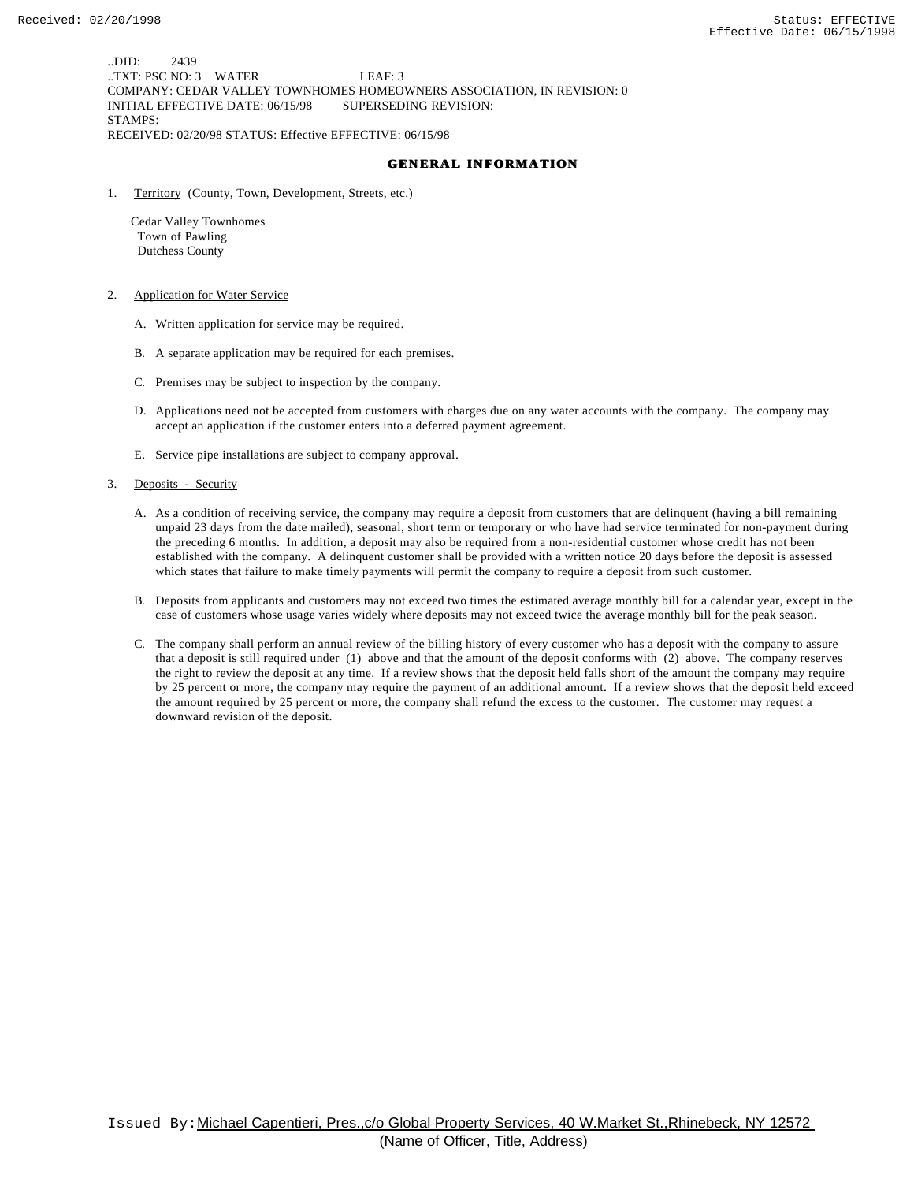..DID: 2439
..TXT: PSC NO: 3 WATER LEAF: 3
COMPANY: CEDAR VALLEY TOWNHOMES HOMEOWNERS ASSOCIATION, IN REVISION: 0
INITIAL EFFECTIVE DATE: 06/15/98 SUPERSEDING REVISION:
STAMPS:
RECEIVED: 02/20/98 STATUS: Effective EFFECTIVE: 06/15/98

## GENERAL INFORMATION

1. Territory (County, Town, Development, Streets, etc.)

   Cedar Valley Townhomes
   Town of Pawling
   Dutchess County

2. Application for Water Service

   A. Written application for service may be required.

   B. A separate application may be required for each premises.

   C. Premises may be subject to inspection by the company.

   D. Applications need not be accepted from customers with charges due on any water accounts with the company. The company may accept an application if the customer enters into a deferred payment agreement.

   E. Service pipe installations are subject to company approval.

3. Deposits - Security

   A. As a condition of receiving service, the company may require a deposit from customers that are delinquent (having a bill remaining unpaid 23 days from the date mailed), seasonal, short term or temporary or who have had service terminated for non-payment during the preceding 6 months. In addition, a deposit may also be required from a non-residential customer whose credit has not been established with the company. A delinquent customer shall be provided with a written notice 20 days before the deposit is assessed which states that failure to make timely payments will permit the company to require a deposit from such customer.

   B. Deposits from applicants and customers may not exceed two times the estimated average monthly bill for a calendar year, except in the case of customers whose usage varies widely where deposits may not exceed twice the average monthly bill for the peak season.

   C. The company shall perform an annual review of the billing history of every customer who has a deposit with the company to assure that a deposit is still required under (1) above and that the amount of the deposit conforms with (2) above. The company reserves the right to review the deposit at any time. If a review shows that the deposit held falls short of the amount the company may require by 25 percent or more, the company may require the payment of an additional amount. If a review shows that the deposit held exceed the amount required by 25 percent or more, the company shall refund the excess to the customer. The customer may request a downward revision of the deposit.

Issued By: Michael Capentieri, Pres.,c/o Global Property Services, 40 W.Market St.,Rhinebeck, NY 12572
(Name of Officer, Title, Address)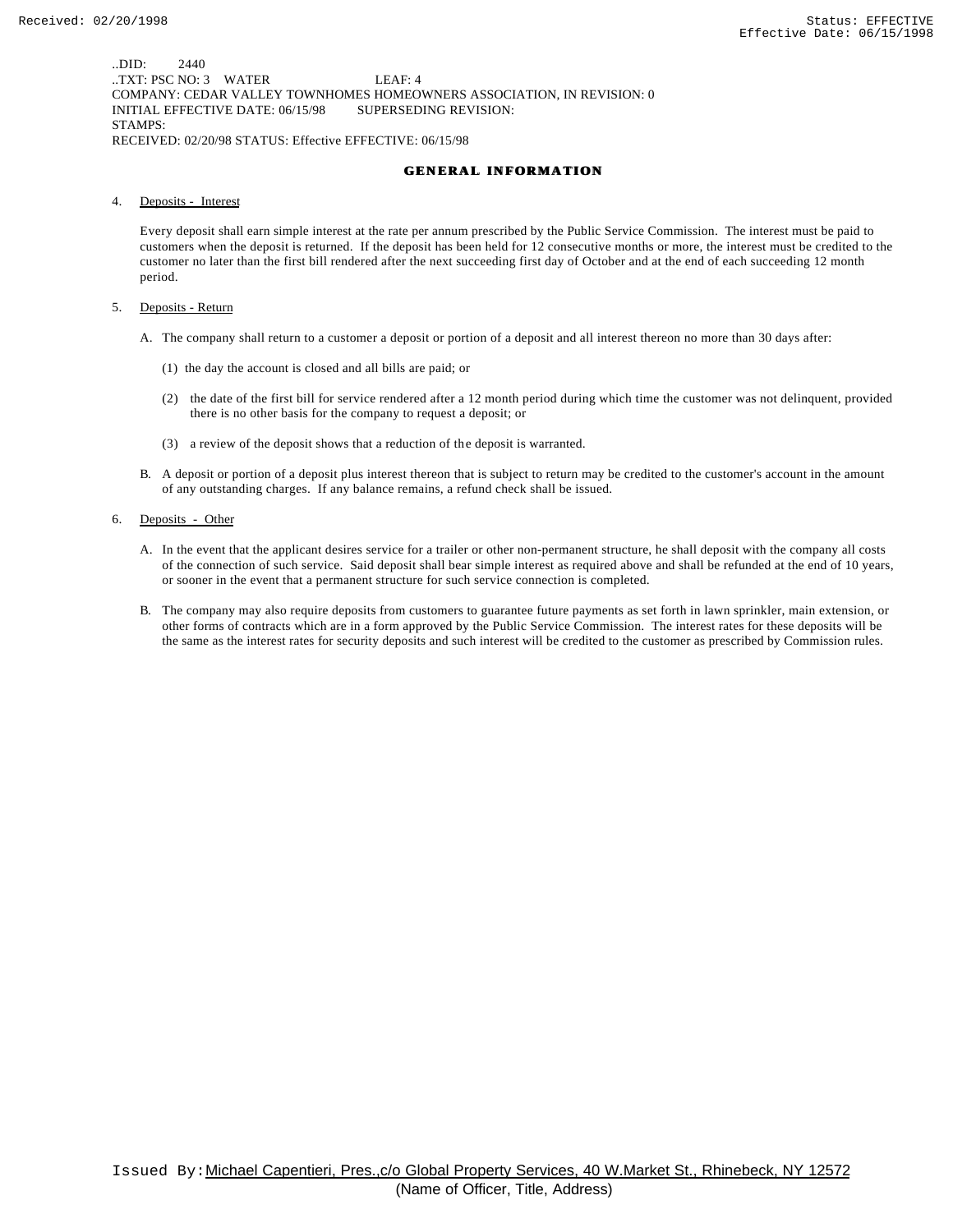..DID: 2440
..TXT: PSC NO: 3 WATER LEAF: 4
COMPANY: CEDAR VALLEY TOWNHOMES HOMEOWNERS ASSOCIATION, IN REVISION: 0
INITIAL EFFECTIVE DATE: 06/15/98 SUPERSEDING REVISION:
STAMPS:
RECEIVED: 02/20/98 STATUS: Effective EFFECTIVE: 06/15/98

## GENERAL INFORMATION

4. Deposits - Interest

   Every deposit shall earn simple interest at the rate per annum prescribed by the Public Service Commission. The interest must be paid to customers when the deposit is returned. If the deposit has been held for 12 consecutive months or more, the interest must be credited to the customer no later than the first bill rendered after the next succeeding first day of October and at the end of each succeeding 12 month period.

5. Deposits - Return

   A. The company shall return to a customer a deposit or portion of a deposit and all interest thereon no more than 30 days after:

      (1) the day the account is closed and all bills are paid; or

      (2) the date of the first bill for service rendered after a 12 month period during which time the customer was not delinquent, provided there is no other basis for the company to request a deposit; or

      (3) a review of the deposit shows that a reduction of the deposit is warranted.

   B. A deposit or portion of a deposit plus interest thereon that is subject to return may be credited to the customer's account in the amount of any outstanding charges. If any balance remains, a refund check shall be issued.

6. Deposits - Other

   A. In the event that the applicant desires service for a trailer or other non-permanent structure, he shall deposit with the company all costs of the connection of such service. Said deposit shall bear simple interest as required above and shall be refunded at the end of 10 years, or sooner in the event that a permanent structure for such service connection is completed.

   B. The company may also require deposits from customers to guarantee future payments as set forth in lawn sprinkler, main extension, or other forms of contracts which are in a form approved by the Public Service Commission. The interest rates for these deposits will be the same as the interest rates for security deposits and such interest will be credited to the customer as prescribed by Commission rules.

Issued By: Michael Capentieri, Pres.,c/o Global Property Services, 40 W.Market St., Rhinebeck, NY 12572
(Name of Officer, Title, Address)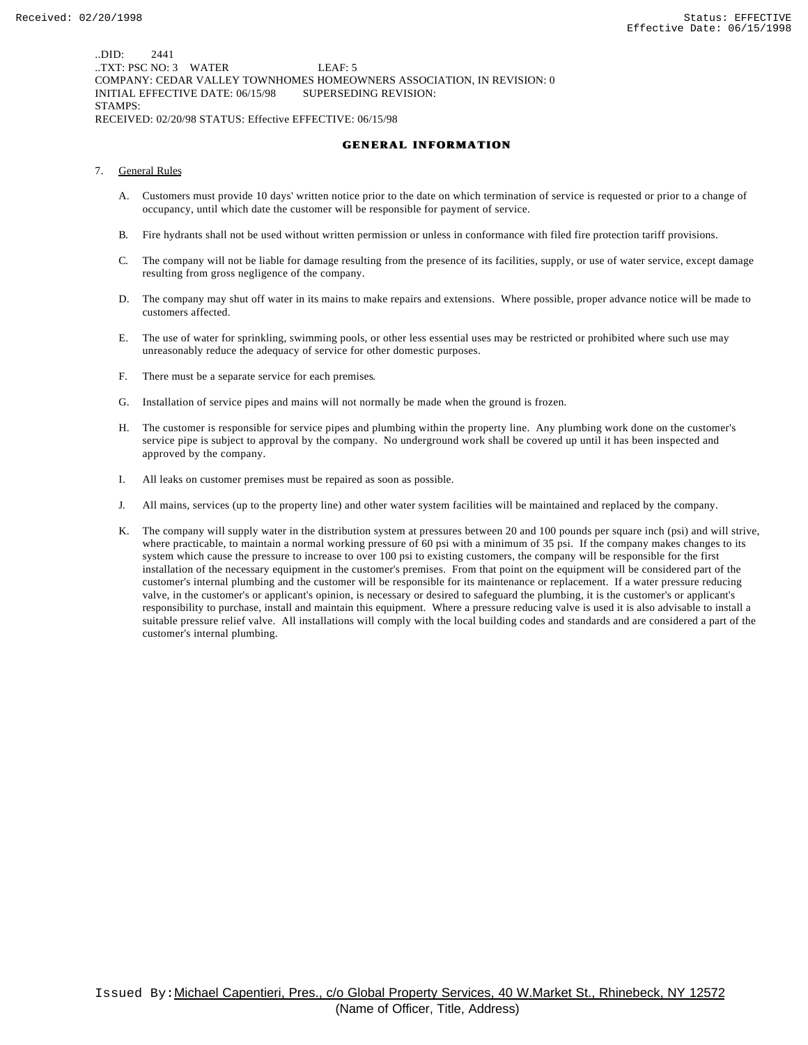..DID: 2441
..TXT: PSC NO: 3 WATER LEAF: 5
COMPANY: CEDAR VALLEY TOWNHOMES HOMEOWNERS ASSOCIATION, IN REVISION: 0
INITIAL EFFECTIVE DATE: 06/15/98 SUPERSEDING REVISION:
STAMPS:
RECEIVED: 02/20/98 STATUS: Effective EFFECTIVE: 06/15/98

## GENERAL INFORMATION

7. General Rules

   A. Customers must provide 10 days' written notice prior to the date on which termination of service is requested or prior to a change of occupancy, until which date the customer will be responsible for payment of service.

   B. Fire hydrants shall not be used without written permission or unless in conformance with filed fire protection tariff provisions.

   C. The company will not be liable for damage resulting from the presence of its facilities, supply, or use of water service, except damage resulting from gross negligence of the company.

   D. The company may shut off water in its mains to make repairs and extensions. Where possible, proper advance notice will be made to customers affected.

   E. The use of water for sprinkling, swimming pools, or other less essential uses may be restricted or prohibited where such use may unreasonably reduce the adequacy of service for other domestic purposes.

   F. There must be a separate service for each premises.

   G. Installation of service pipes and mains will not normally be made when the ground is frozen.

   H. The customer is responsible for service pipes and plumbing within the property line. Any plumbing work done on the customer's service pipe is subject to approval by the company. No underground work shall be covered up until it has been inspected and approved by the company.

   I. All leaks on customer premises must be repaired as soon as possible.

   J. All mains, services (up to the property line) and other water system facilities will be maintained and replaced by the company.

   K. The company will supply water in the distribution system at pressures between 20 and 100 pounds per square inch (psi) and will strive, where practicable, to maintain a normal working pressure of 60 psi with a minimum of 35 psi. If the company makes changes to its system which cause the pressure to increase to over 100 psi to existing customers, the company will be responsible for the first installation of the necessary equipment in the customer's premises. From that point on the equipment will be considered part of the customer's internal plumbing and the customer will be responsible for its maintenance or replacement. If a water pressure reducing valve, in the customer's or applicant's opinion, is necessary or desired to safeguard the plumbing, it is the customer's or applicant's responsibility to purchase, install and maintain this equipment. Where a pressure reducing valve is used it is also advisable to install a suitable pressure relief valve. All installations will comply with the local building codes and standards and are considered a part of the customer's internal plumbing.

Issued By: Michael Capentieri, Pres., c/o Global Property Services, 40 W.Market St., Rhinebeck, NY 12572
(Name of Officer, Title, Address)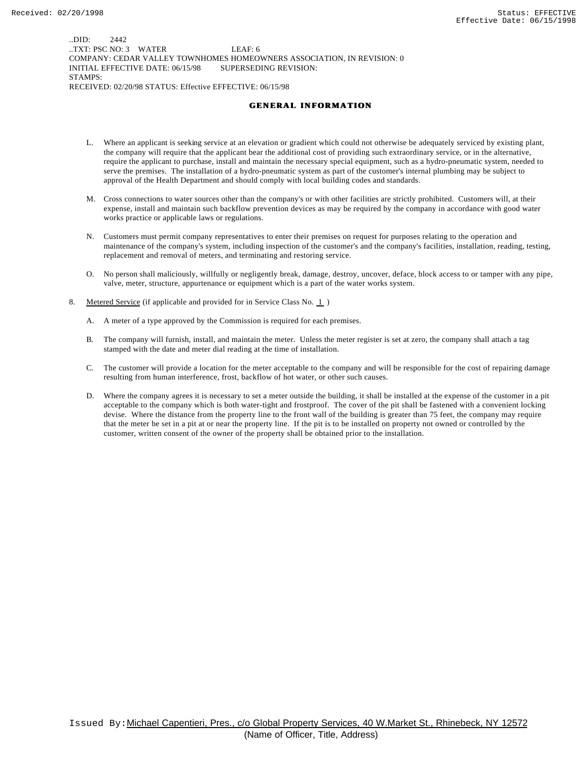..DID: 2442
..TXT: PSC NO: 3 WATER LEAF: 6
COMPANY: CEDAR VALLEY TOWNHOMES HOMEOWNERS ASSOCIATION, IN REVISION: 0
INITIAL EFFECTIVE DATE: 06/15/98 SUPERSEDING REVISION:
STAMPS:
RECEIVED: 02/20/98 STATUS: Effective EFFECTIVE: 06/15/98

## GENERAL INFORMATION

L. Where an applicant is seeking service at an elevation or gradient which could not otherwise be adequately serviced by existing plant, the company will require that the applicant bear the additional cost of providing such extraordinary service, or in the alternative, require the applicant to purchase, install and maintain the necessary special equipment, such as a hydro-pneumatic system, needed to serve the premises. The installation of a hydro-pneumatic system as part of the customer's internal plumbing may be subject to approval of the Health Department and should comply with local building codes and standards.

M. Cross connections to water sources other than the company's or with other facilities are strictly prohibited. Customers will, at their expense, install and maintain such backflow prevention devices as may be required by the company in accordance with good water works practice or applicable laws or regulations.

N. Customers must permit company representatives to enter their premises on request for purposes relating to the operation and maintenance of the company's system, including inspection of the customer's and the company's facilities, installation, reading, testing, replacement and removal of meters, and terminating and restoring service.

O. No person shall maliciously, willfully or negligently break, damage, destroy, uncover, deface, block access to or tamper with any pipe, valve, meter, structure, appurtenance or equipment which is a part of the water works system.

8. Metered Service (if applicable and provided for in Service Class No. 1 )

   A. A meter of a type approved by the Commission is required for each premises.

   B. The company will furnish, install, and maintain the meter. Unless the meter register is set at zero, the company shall attach a tag stamped with the date and meter dial reading at the time of installation.

   C. The customer will provide a location for the meter acceptable to the company and will be responsible for the cost of repairing damage resulting from human interference, frost, backflow of hot water, or other such causes.

   D. Where the company agrees it is necessary to set a meter outside the building, it shall be installed at the expense of the customer in a pit acceptable to the company which is both water-tight and frostproof. The cover of the pit shall be fastened with a convenient locking devise. Where the distance from the property line to the front wall of the building is greater than 75 feet, the company may require that the meter be set in a pit at or near the property line. If the pit is to be installed on property not owned or controlled by the customer, written consent of the owner of the property shall be obtained prior to the installation.

Issued By: Michael Capentieri, Pres., c/o Global Property Services, 40 W.Market St., Rhinebeck, NY 12572
(Name of Officer, Title, Address)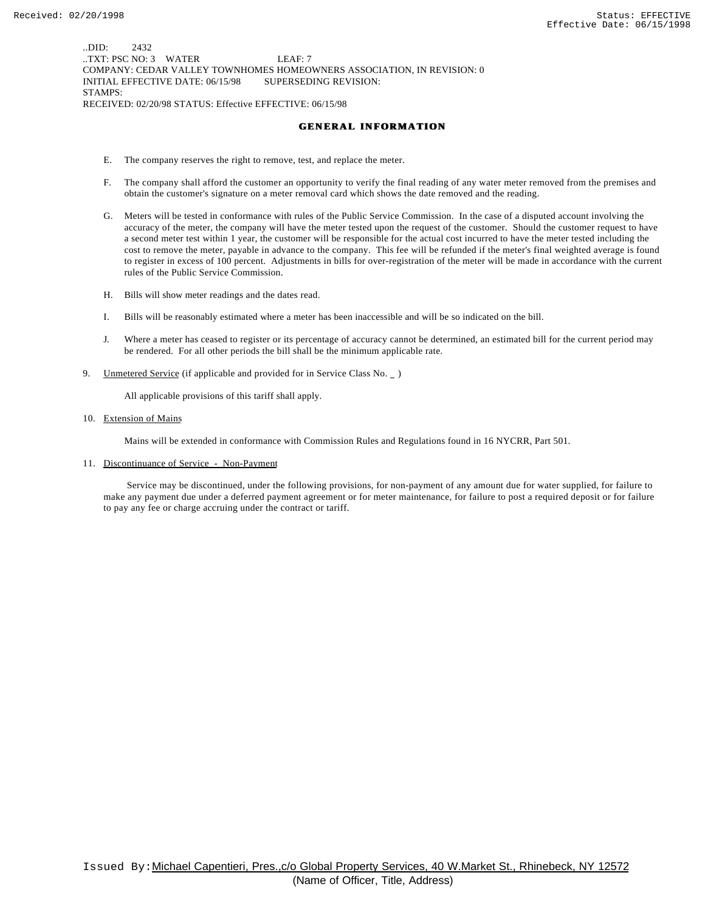..DID: 2432
..TXT: PSC NO: 3 WATER LEAF: 7
COMPANY: CEDAR VALLEY TOWNHOMES HOMEOWNERS ASSOCIATION, IN REVISION: 0
INITIAL EFFECTIVE DATE: 06/15/98 SUPERSEDING REVISION:
STAMPS:
RECEIVED: 02/20/98 STATUS: Effective EFFECTIVE: 06/15/98

## GENERAL INFORMATION

E. The company reserves the right to remove, test, and replace the meter.

F. The company shall afford the customer an opportunity to verify the final reading of any water meter removed from the premises and obtain the customer's signature on a meter removal card which shows the date removed and the reading.

G. Meters will be tested in conformance with rules of the Public Service Commission. In the case of a disputed account involving the accuracy of the meter, the company will have the meter tested upon the request of the customer. Should the customer request to have a second meter test within 1 year, the customer will be responsible for the actual cost incurred to have the meter tested including the cost to remove the meter, payable in advance to the company. This fee will be refunded if the meter's final weighted average is found to register in excess of 100 percent. Adjustments in bills for over-registration of the meter will be made in accordance with the current rules of the Public Service Commission.

H. Bills will show meter readings and the dates read.

I. Bills will be reasonably estimated where a meter has been inaccessible and will be so indicated on the bill.

J. Where a meter has ceased to register or its percentage of accuracy cannot be determined, an estimated bill for the current period may be rendered. For all other periods the bill shall be the minimum applicable rate.

9. Unmetered Service (if applicable and provided for in Service Class No. _ )

All applicable provisions of this tariff shall apply.

10. Extension of Mains

Mains will be extended in conformance with Commission Rules and Regulations found in 16 NYCRR, Part 501.

11. Discontinuance of Service - Non-Payment

Service may be discontinued, under the following provisions, for non-payment of any amount due for water supplied, for failure to make any payment due under a deferred payment agreement or for meter maintenance, for failure to post a required deposit or for failure to pay any fee or charge accruing under the contract or tariff.

Issued By: Michael Capentieri, Pres.,c/o Global Property Services, 40 W.Market St., Rhinebeck, NY 12572
(Name of Officer, Title, Address)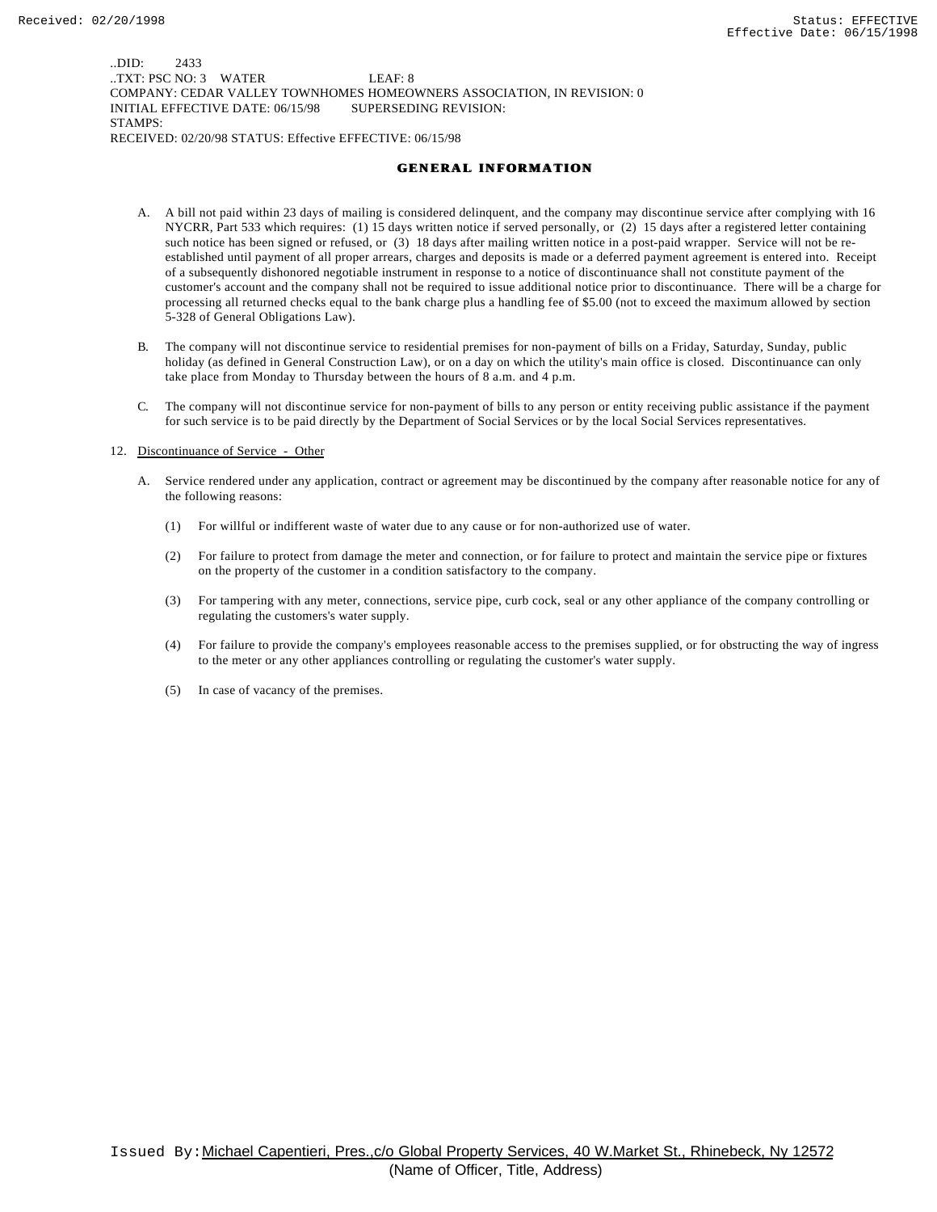..DID: 2433
..TXT: PSC NO: 3 WATER LEAF: 8
COMPANY: CEDAR VALLEY TOWNHOMES HOMEOWNERS ASSOCIATION, IN REVISION: 0
INITIAL EFFECTIVE DATE: 06/15/98 SUPERSEDING REVISION:
STAMPS:
RECEIVED: 02/20/98 STATUS: Effective EFFECTIVE: 06/15/98

## GENERAL INFORMATION

A. A bill not paid within 23 days of mailing is considered delinquent, and the company may discontinue service after complying with 16 NYCRR, Part 533 which requires: (1) 15 days written notice if served personally, or (2) 15 days after a registered letter containing such notice has been signed or refused, or (3) 18 days after mailing written notice in a post-paid wrapper. Service will not be re-established until payment of all proper arrears, charges and deposits is made or a deferred payment agreement is entered into. Receipt of a subsequently dishonored negotiable instrument in response to a notice of discontinuance shall not constitute payment of the customer's account and the company shall not be required to issue additional notice prior to discontinuance. There will be a charge for processing all returned checks equal to the bank charge plus a handling fee of $5.00 (not to exceed the maximum allowed by section 5-328 of General Obligations Law).

B. The company will not discontinue service to residential premises for non-payment of bills on a Friday, Saturday, Sunday, public holiday (as defined in General Construction Law), or on a day on which the utility's main office is closed. Discontinuance can only take place from Monday to Thursday between the hours of 8 a.m. and 4 p.m.

C. The company will not discontinue service for non-payment of bills to any person or entity receiving public assistance if the payment for such service is to be paid directly by the Department of Social Services or by the local Social Services representatives.

12. Discontinuance of Service - Other

A. Service rendered under any application, contract or agreement may be discontinued by the company after reasonable notice for any of the following reasons:

(1) For willful or indifferent waste of water due to any cause or for non-authorized use of water.

(2) For failure to protect from damage the meter and connection, or for failure to protect and maintain the service pipe or fixtures on the property of the customer in a condition satisfactory to the company.

(3) For tampering with any meter, connections, service pipe, curb cock, seal or any other appliance of the company controlling or regulating the customers's water supply.

(4) For failure to provide the company's employees reasonable access to the premises supplied, or for obstructing the way of ingress to the meter or any other appliances controlling or regulating the customer's water supply.

(5) In case of vacancy of the premises.

Issued By: Michael Capentieri, Pres.,c/o Global Property Services, 40 W.Market St., Rhinebeck, Ny 12572
(Name of Officer, Title, Address)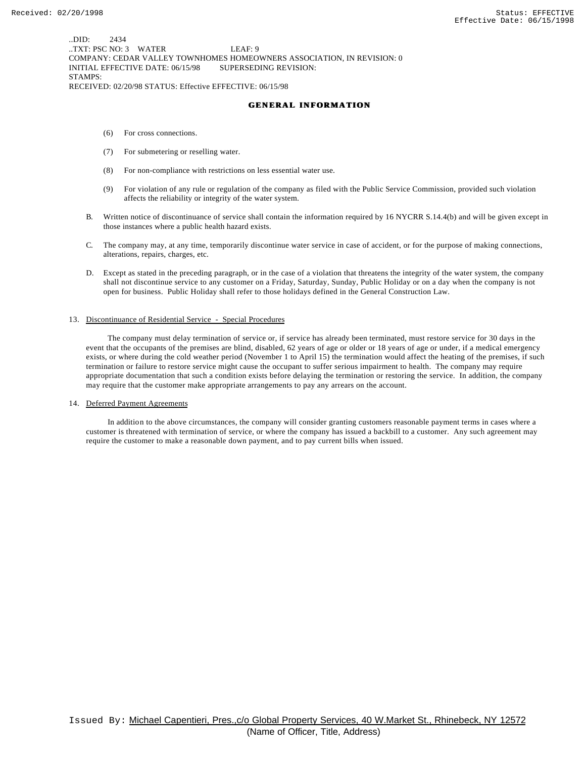..DID: 2434
..TXT: PSC NO: 3 WATER LEAF: 9
COMPANY: CEDAR VALLEY TOWNHOMES HOMEOWNERS ASSOCIATION, IN REVISION: 0
INITIAL EFFECTIVE DATE: 06/15/98 SUPERSEDING REVISION:
STAMPS:
RECEIVED: 02/20/98 STATUS: Effective EFFECTIVE: 06/15/98

## GENERAL INFORMATION

(6) For cross connections.

(7) For submetering or reselling water.

(8) For non-compliance with restrictions on less essential water use.

(9) For violation of any rule or regulation of the company as filed with the Public Service Commission, provided such violation affects the reliability or integrity of the water system.

B. Written notice of discontinuance of service shall contain the information required by 16 NYCRR S.14.4(b) and will be given except in those instances where a public health hazard exists.

C. The company may, at any time, temporarily discontinue water service in case of accident, or for the purpose of making connections, alterations, repairs, charges, etc.

D. Except as stated in the preceding paragraph, or in the case of a violation that threatens the integrity of the water system, the company shall not discontinue service to any customer on a Friday, Saturday, Sunday, Public Holiday or on a day when the company is not open for business. Public Holiday shall refer to those holidays defined in the General Construction Law.

13. Discontinuance of Residential Service - Special Procedures

The company must delay termination of service or, if service has already been terminated, must restore service for 30 days in the event that the occupants of the premises are blind, disabled, 62 years of age or older or 18 years of age or under, if a medical emergency exists, or where during the cold weather period (November 1 to April 15) the termination would affect the heating of the premises, if such termination or failure to restore service might cause the occupant to suffer serious impairment to health. The company may require appropriate documentation that such a condition exists before delaying the termination or restoring the service. In addition, the company may require that the customer make appropriate arrangements to pay any arrears on the account.

14. Deferred Payment Agreements

In addition to the above circumstances, the company will consider granting customers reasonable payment terms in cases where a customer is threatened with termination of service, or where the company has issued a backbill to a customer. Any such agreement may require the customer to make a reasonable down payment, and to pay current bills when issued.

Issued By: Michael Capentieri, Pres.,c/o Global Property Services, 40 W.Market St., Rhinebeck, NY 12572
(Name of Officer, Title, Address)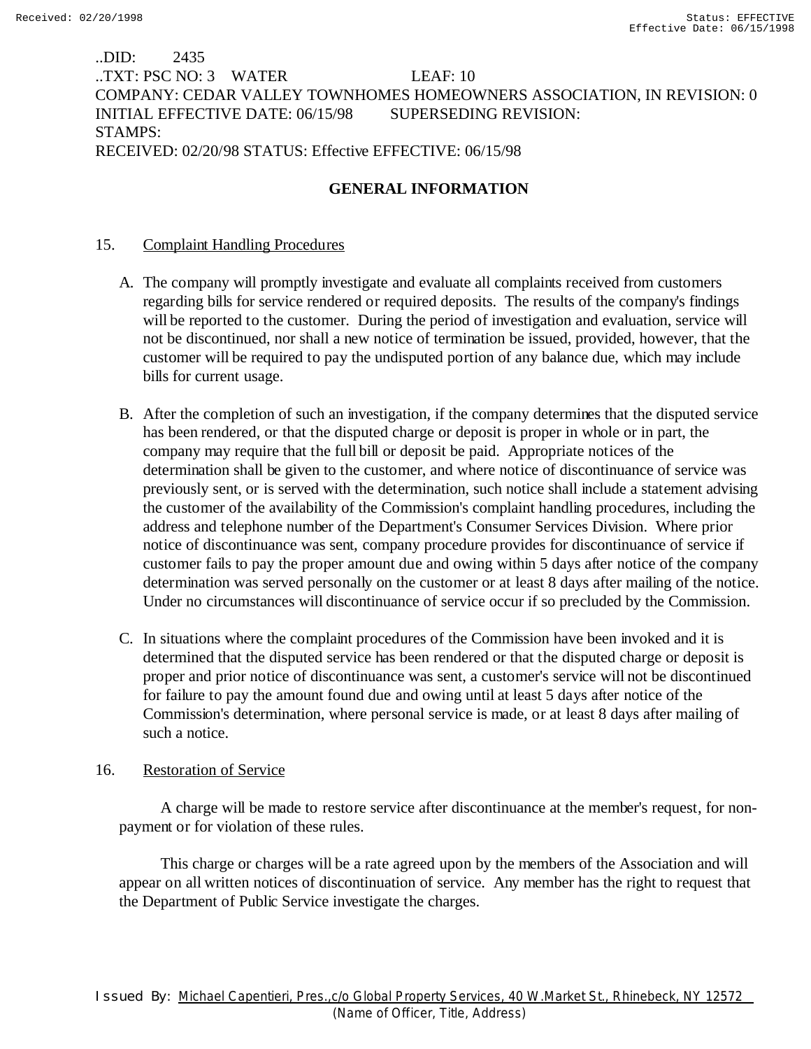..DID: 2435
..TXT: PSC NO: 3 WATER LEAF: 10
COMPANY: CEDAR VALLEY TOWNHOMES HOMEOWNERS ASSOCIATION, IN REVISION: 0
INITIAL EFFECTIVE DATE: 06/15/98 SUPERSEDING REVISION:
STAMPS:
RECEIVED: 02/20/98 STATUS: Effective EFFECTIVE: 06/15/98

## GENERAL INFORMATION

15. Complaint Handling Procedures

A. The company will promptly investigate and evaluate all complaints received from customers regarding bills for service rendered or required deposits. The results of the company's findings will be reported to the customer. During the period of investigation and evaluation, service will not be discontinued, nor shall a new notice of termination be issued, provided, however, that the customer will be required to pay the undisputed portion of any balance due, which may include bills for current usage.

B. After the completion of such an investigation, if the company determines that the disputed service has been rendered, or that the disputed charge or deposit is proper in whole or in part, the company may require that the full bill or deposit be paid. Appropriate notices of the determination shall be given to the customer, and where notice of discontinuance of service was previously sent, or is served with the determination, such notice shall include a statement advising the customer of the availability of the Commission's complaint handling procedures, including the address and telephone number of the Department's Consumer Services Division. Where prior notice of discontinuance was sent, company procedure provides for discontinuance of service if customer fails to pay the proper amount due and owing within 5 days after notice of the company determination was served personally on the customer or at least 8 days after mailing of the notice. Under no circumstances will discontinuance of service occur if so precluded by the Commission.

C. In situations where the complaint procedures of the Commission have been invoked and it is determined that the disputed service has been rendered or that the disputed charge or deposit is proper and prior notice of discontinuance was sent, a customer's service will not be discontinued for failure to pay the amount found due and owing until at least 5 days after notice of the Commission's determination, where personal service is made, or at least 8 days after mailing of such a notice.

16. Restoration of Service

A charge will be made to restore service after discontinuance at the member's request, for non-payment or for violation of these rules.

This charge or charges will be a rate agreed upon by the members of the Association and will appear on all written notices of discontinuation of service. Any member has the right to request that the Department of Public Service investigate the charges.

Issued By: Michael Capentieri, Pres.,c/o Global Property Services, 40 W.Market St., Rhinebeck, NY 12572
(Name of Officer, Title, Address)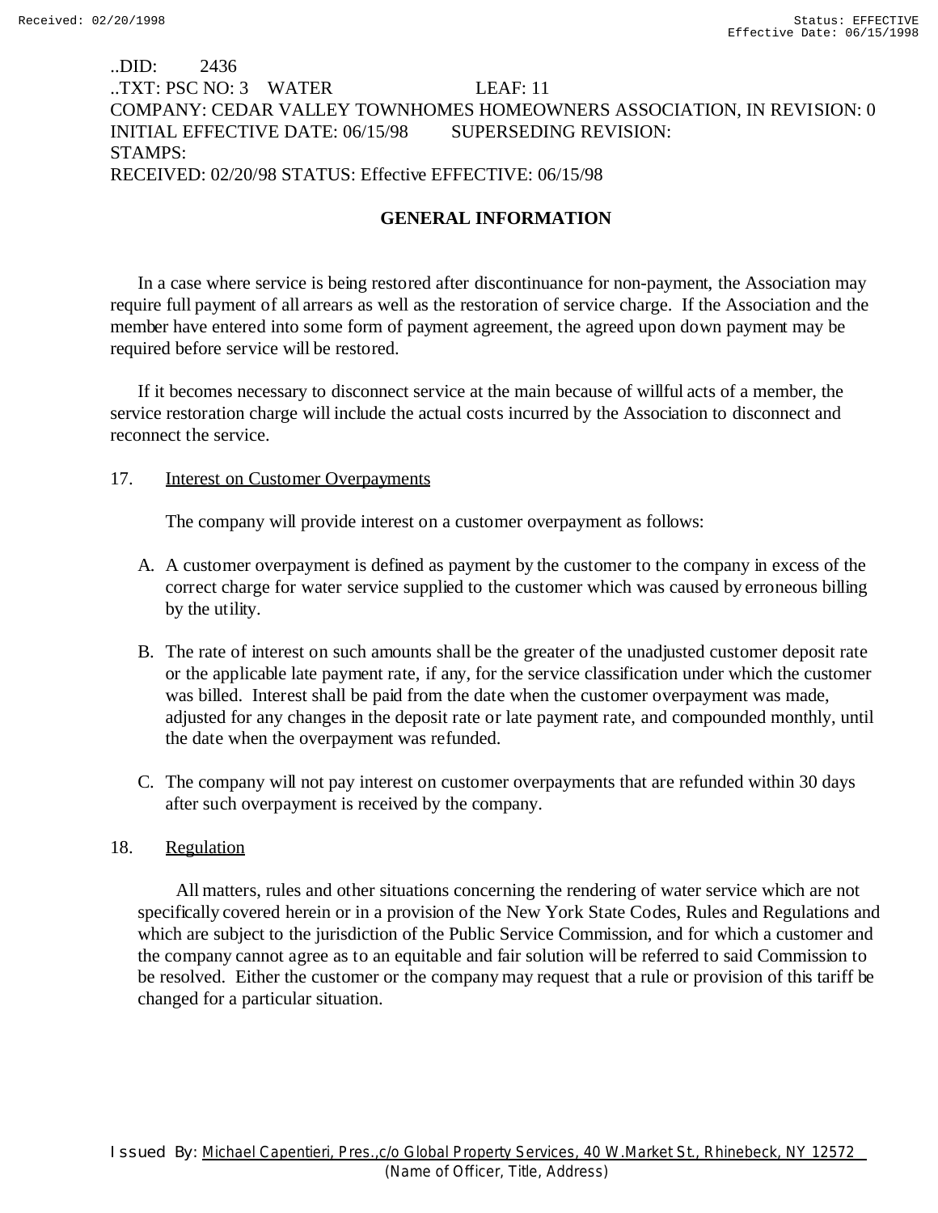..DID: 2436
..TXT: PSC NO: 3 WATER LEAF: 11
COMPANY: CEDAR VALLEY TOWNHOMES HOMEOWNERS ASSOCIATION, IN REVISION: 0
INITIAL EFFECTIVE DATE: 06/15/98 SUPERSEDING REVISION:
STAMPS:
RECEIVED: 02/20/98 STATUS: Effective EFFECTIVE: 06/15/98

## GENERAL INFORMATION

In a case where service is being restored after discontinuance for non-payment, the Association may require full payment of all arrears as well as the restoration of service charge. If the Association and the member have entered into some form of payment agreement, the agreed upon down payment may be required before service will be restored.

If it becomes necessary to disconnect service at the main because of willful acts of a member, the service restoration charge will include the actual costs incurred by the Association to disconnect and reconnect the service.

17. Interest on Customer Overpayments

The company will provide interest on a customer overpayment as follows:

A. A customer overpayment is defined as payment by the customer to the company in excess of the correct charge for water service supplied to the customer which was caused by erroneous billing by the utility.

B. The rate of interest on such amounts shall be the greater of the unadjusted customer deposit rate or the applicable late payment rate, if any, for the service classification under which the customer was billed. Interest shall be paid from the date when the customer overpayment was made, adjusted for any changes in the deposit rate or late payment rate, and compounded monthly, until the date when the overpayment was refunded.

C. The company will not pay interest on customer overpayments that are refunded within 30 days after such overpayment is received by the company.

18. Regulation

All matters, rules and other situations concerning the rendering of water service which are not specifically covered herein or in a provision of the New York State Codes, Rules and Regulations and which are subject to the jurisdiction of the Public Service Commission, and for which a customer and the company cannot agree as to an equitable and fair solution will be referred to said Commission to be resolved. Either the customer or the company may request that a rule or provision of this tariff be changed for a particular situation.

Issued By: Michael Capentieri, Pres.,c/o Global Property Services, 40 W.Market St., Rhinebeck, NY 12572
(Name of Officer, Title, Address)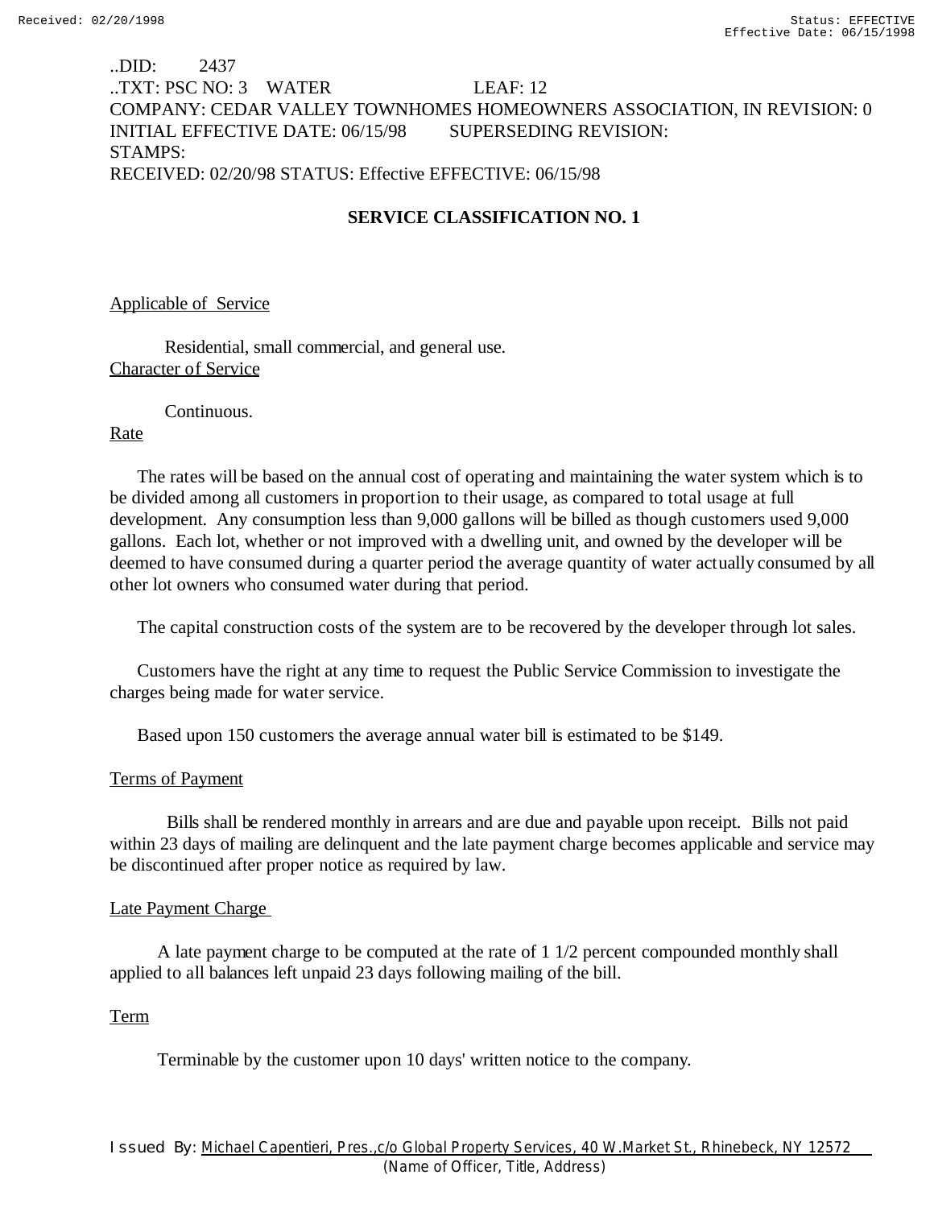..DID: 2437
..TXT: PSC NO: 3 WATER LEAF: 12
COMPANY: CEDAR VALLEY TOWNHOMES HOMEOWNERS ASSOCIATION, IN REVISION: 0
INITIAL EFFECTIVE DATE: 06/15/98 SUPERSEDING REVISION:
STAMPS:
RECEIVED: 02/20/98 STATUS: Effective EFFECTIVE: 06/15/98

## SERVICE CLASSIFICATION NO. 1

Applicable of Service

Residential, small commercial, and general use.

Character of Service

Continuous.

Rate

The rates will be based on the annual cost of operating and maintaining the water system which is to be divided among all customers in proportion to their usage, as compared to total usage at full development. Any consumption less than 9,000 gallons will be billed as though customers used 9,000 gallons. Each lot, whether or not improved with a dwelling unit, and owned by the developer will be deemed to have consumed during a quarter period the average quantity of water actually consumed by all other lot owners who consumed water during that period.

The capital construction costs of the system are to be recovered by the developer through lot sales.

Customers have the right at any time to request the Public Service Commission to investigate the charges being made for water service.

Based upon 150 customers the average annual water bill is estimated to be $149.

Terms of Payment

Bills shall be rendered monthly in arrears and are due and payable upon receipt. Bills not paid within 23 days of mailing are delinquent and the late payment charge becomes applicable and service may be discontinued after proper notice as required by law.

Late Payment Charge

A late payment charge to be computed at the rate of 1 1/2 percent compounded monthly shall applied to all balances left unpaid 23 days following mailing of the bill.

Term

Terminable by the customer upon 10 days' written notice to the company.

Issued By: Michael Capentieri, Pres.,c/o Global Property Services, 40 W.Market St., Rhinebeck, NY 12572
(Name of Officer, Title, Address)